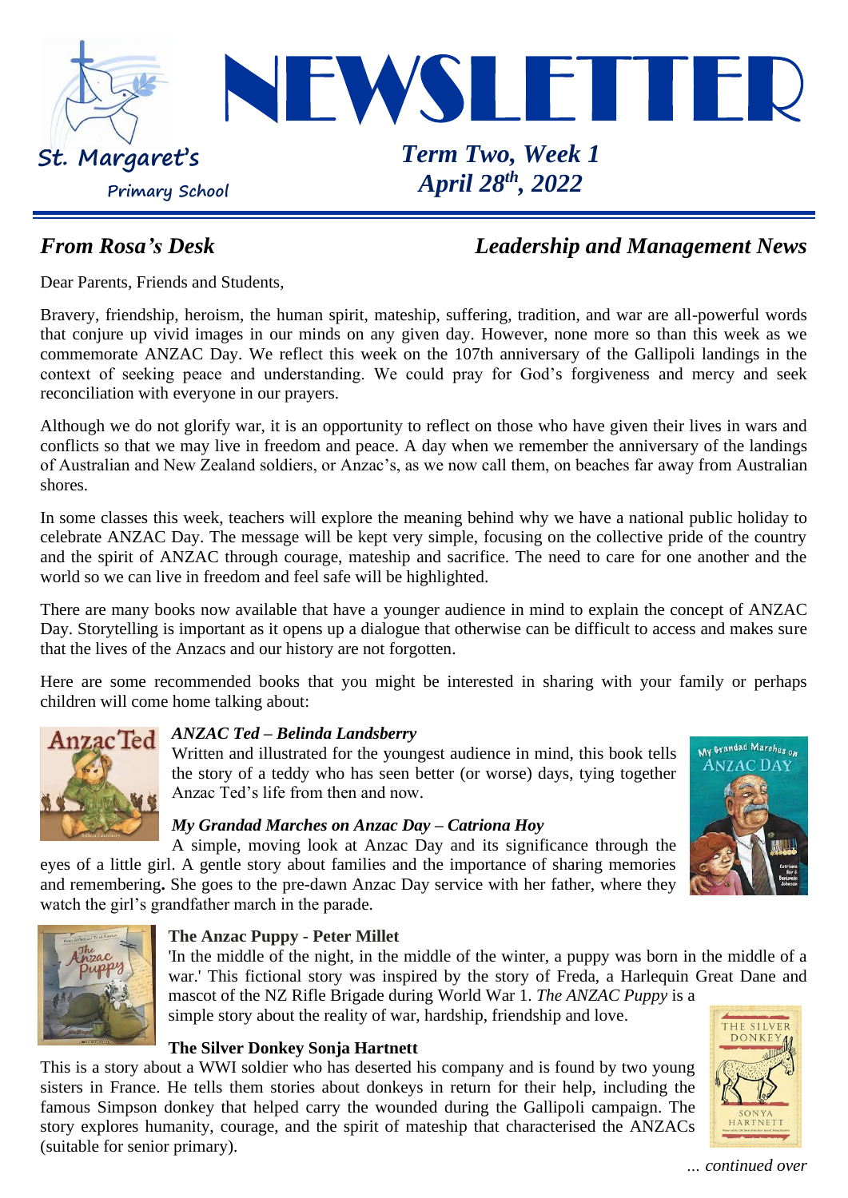St. Margaret's
Primary School

# NEWSLETTER

***Term Two, Week 1***
***April 28th, 2022***

## *From Rosa's Desk* — *Leadership and Management News*

Dear Parents, Friends and Students,

Bravery, friendship, heroism, the human spirit, mateship, suffering, tradition, and war are all-powerful words that conjure up vivid images in our minds on any given day. However, none more so than this week as we commemorate ANZAC Day. We reflect this week on the 107th anniversary of the Gallipoli landings in the context of seeking peace and understanding. We could pray for God's forgiveness and mercy and seek reconciliation with everyone in our prayers.

Although we do not glorify war, it is an opportunity to reflect on those who have given their lives in wars and conflicts so that we may live in freedom and peace. A day when we remember the anniversary of the landings of Australian and New Zealand soldiers, or Anzac's, as we now call them, on beaches far away from Australian shores.

In some classes this week, teachers will explore the meaning behind why we have a national public holiday to celebrate ANZAC Day. The message will be kept very simple, focusing on the collective pride of the country and the spirit of ANZAC through courage, mateship and sacrifice. The need to care for one another and the world so we can live in freedom and feel safe will be highlighted.

There are many books now available that have a younger audience in mind to explain the concept of ANZAC Day. Storytelling is important as it opens up a dialogue that otherwise can be difficult to access and makes sure that the lives of the Anzacs and our history are not forgotten.

Here are some recommended books that you might be interested in sharing with your family or perhaps children will come home talking about:

***ANZAC Ted – Belinda Landsberry***
Written and illustrated for the youngest audience in mind, this book tells the story of a teddy who has seen better (or worse) days, tying together Anzac Ted's life from then and now.

***My Grandad Marches on Anzac Day – Catriona Hoy***
A simple, moving look at Anzac Day and its significance through the eyes of a little girl. A gentle story about families and the importance of sharing memories and remembering**.** She goes to the pre-dawn Anzac Day service with her father, where they watch the girl's grandfather march in the parade.

**The Anzac Puppy - Peter Millet**
'In the middle of the night, in the middle of the winter, a puppy was born in the middle of a war.' This fictional story was inspired by the story of Freda, a Harlequin Great Dane and mascot of the NZ Rifle Brigade during World War 1. *The ANZAC Puppy* is a simple story about the reality of war, hardship, friendship and love.

**The Silver Donkey Sonja Hartnett**
This is a story about a WWI soldier who has deserted his company and is found by two young sisters in France. He tells them stories about donkeys in return for their help, including the famous Simpson donkey that helped carry the wounded during the Gallipoli campaign. The story explores humanity, courage, and the spirit of mateship that characterised the ANZACs (suitable for senior primary).

*... continued over*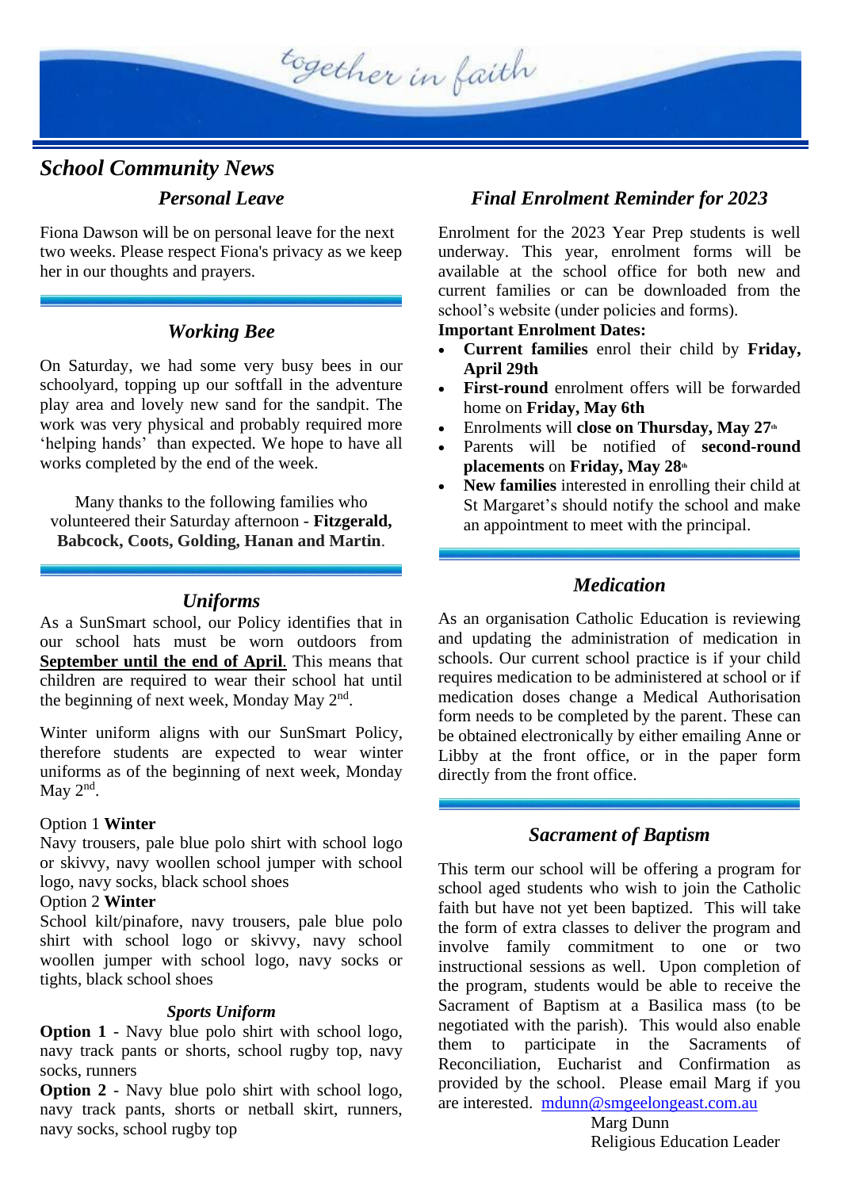## School Community News

### Personal Leave

Fiona Dawson will be on personal leave for the next two weeks. Please respect Fiona's privacy as we keep her in our thoughts and prayers.

### Working Bee

On Saturday, we had some very busy bees in our schoolyard, topping up our softfall in the adventure play area and lovely new sand for the sandpit. The work was very physical and probably required more 'helping hands' than expected. We hope to have all works completed by the end of the week.

Many thanks to the following families who volunteered their Saturday afternoon - **Fitzgerald, Babcock, Coots, Golding, Hanan and Martin**.

### Uniforms

As a SunSmart school, our Policy identifies that in our school hats must be worn outdoors from **September until the end of April**. This means that children are required to wear their school hat until the beginning of next week, Monday May 2nd.

Winter uniform aligns with our SunSmart Policy, therefore students are expected to wear winter uniforms as of the beginning of next week, Monday May 2nd.

Option 1 **Winter**
Navy trousers, pale blue polo shirt with school logo or skivvy, navy woollen school jumper with school logo, navy socks, black school shoes
Option 2 **Winter**
School kilt/pinafore, navy trousers, pale blue polo shirt with school logo or skivvy, navy school woollen jumper with school logo, navy socks or tights, black school shoes

#### Sports Uniform

**Option 1** - Navy blue polo shirt with school logo, navy track pants or shorts, school rugby top, navy socks, runners
**Option 2** - Navy blue polo shirt with school logo, navy track pants, shorts or netball skirt, runners, navy socks, school rugby top

### Final Enrolment Reminder for 2023

Enrolment for the 2023 Year Prep students is well underway. This year, enrolment forms will be available at the school office for both new and current families or can be downloaded from the school's website (under policies and forms).
**Important Enrolment Dates:**

- **Current families** enrol their child by **Friday, April 29th**
- **First-round** enrolment offers will be forwarded home on **Friday, May 6th**
- Enrolments will **close on Thursday, May 27th**
- Parents will be notified of **second-round placements** on **Friday, May 28th**
- **New families** interested in enrolling their child at St Margaret's should notify the school and make an appointment to meet with the principal.

### Medication

As an organisation Catholic Education is reviewing and updating the administration of medication in schools. Our current school practice is if your child requires medication to be administered at school or if medication doses change a Medical Authorisation form needs to be completed by the parent. These can be obtained electronically by either emailing Anne or Libby at the front office, or in the paper form directly from the front office.

### Sacrament of Baptism

This term our school will be offering a program for school aged students who wish to join the Catholic faith but have not yet been baptized. This will take the form of extra classes to deliver the program and involve family commitment to one or two instructional sessions as well. Upon completion of the program, students would be able to receive the Sacrament of Baptism at a Basilica mass (to be negotiated with the parish). This would also enable them to participate in the Sacraments of Reconciliation, Eucharist and Confirmation as provided by the school. Please email Marg if you are interested. mdunn@smgeelongeast.com.au

Marg Dunn
Religious Education Leader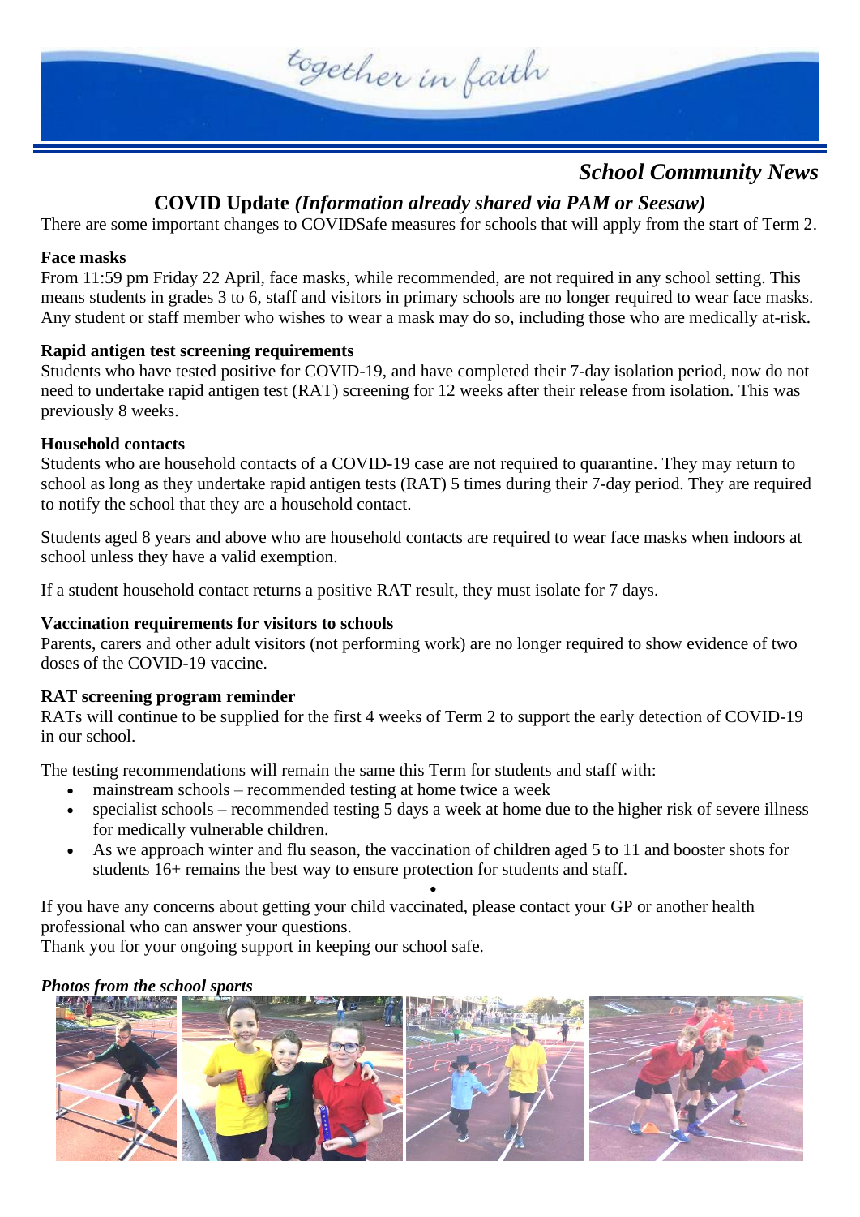*School Community News*

## COVID Update *(Information already shared via PAM or Seesaw)*

There are some important changes to COVIDSafe measures for schools that will apply from the start of Term 2.

**Face masks**

From 11:59 pm Friday 22 April, face masks, while recommended, are not required in any school setting. This means students in grades 3 to 6, staff and visitors in primary schools are no longer required to wear face masks. Any student or staff member who wishes to wear a mask may do so, including those who are medically at-risk.

**Rapid antigen test screening requirements**

Students who have tested positive for COVID-19, and have completed their 7-day isolation period, now do not need to undertake rapid antigen test (RAT) screening for 12 weeks after their release from isolation. This was previously 8 weeks.

**Household contacts**

Students who are household contacts of a COVID-19 case are not required to quarantine. They may return to school as long as they undertake rapid antigen tests (RAT) 5 times during their 7-day period. They are required to notify the school that they are a household contact.

Students aged 8 years and above who are household contacts are required to wear face masks when indoors at school unless they have a valid exemption.

If a student household contact returns a positive RAT result, they must isolate for 7 days.

**Vaccination requirements for visitors to schools**

Parents, carers and other adult visitors (not performing work) are no longer required to show evidence of two doses of the COVID-19 vaccine.

**RAT screening program reminder**

RATs will continue to be supplied for the first 4 weeks of Term 2 to support the early detection of COVID-19 in our school.

The testing recommendations will remain the same this Term for students and staff with:

- mainstream schools – recommended testing at home twice a week
- specialist schools – recommended testing 5 days a week at home due to the higher risk of severe illness for medically vulnerable children.
- As we approach winter and flu season, the vaccination of children aged 5 to 11 and booster shots for students 16+ remains the best way to ensure protection for students and staff.

If you have any concerns about getting your child vaccinated, please contact your GP or another health professional who can answer your questions.
Thank you for your ongoing support in keeping our school safe.

***Photos from the school sports***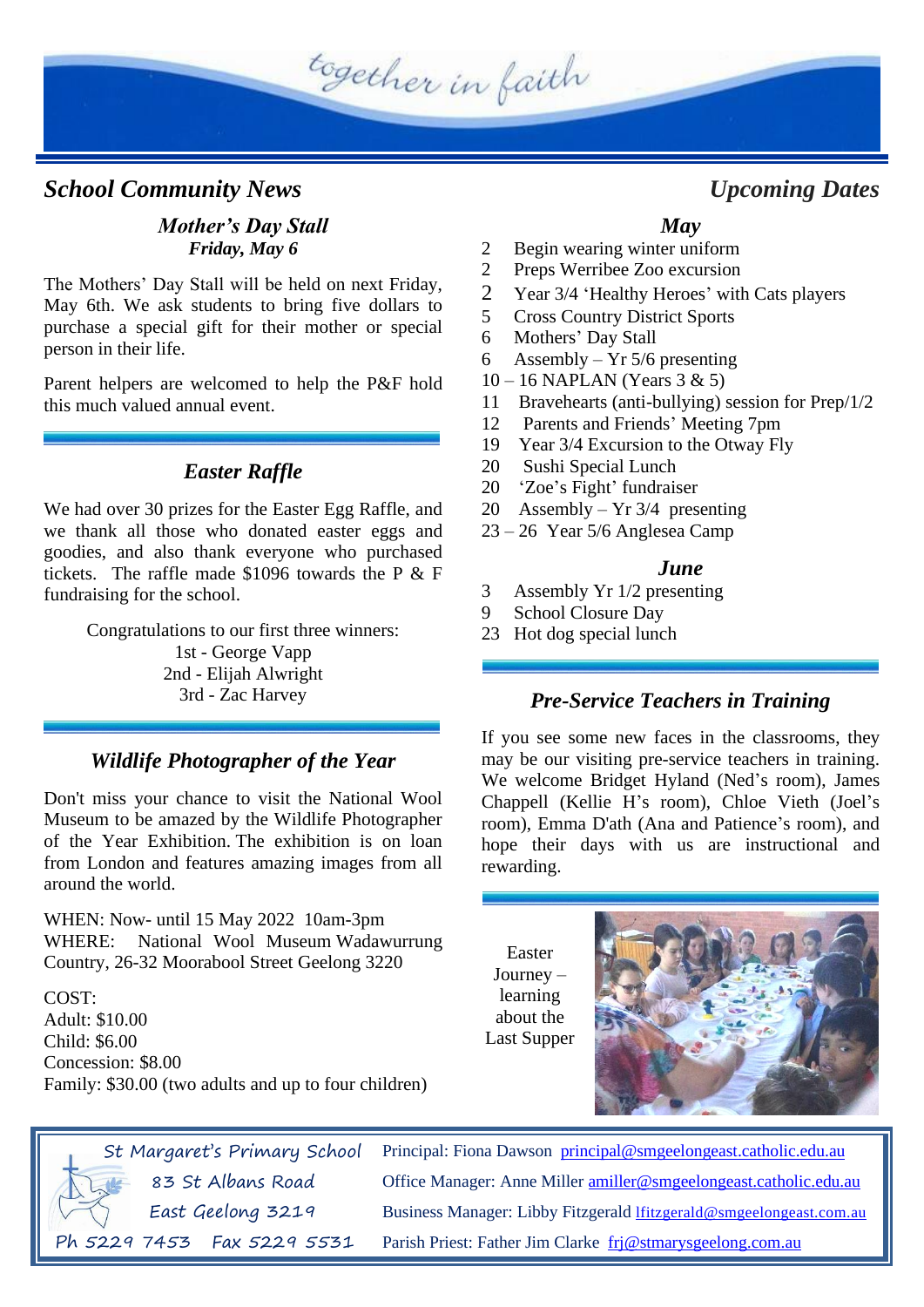## School Community News

### *Mother's Day Stall*

***Friday, May 6***

The Mothers' Day Stall will be held on next Friday, May 6th. We ask students to bring five dollars to purchase a special gift for their mother or special person in their life.

Parent helpers are welcomed to help the P&F hold this much valued annual event.

### *Easter Raffle*

We had over 30 prizes for the Easter Egg Raffle, and we thank all those who donated easter eggs and goodies, and also thank everyone who purchased tickets. The raffle made $1096 towards the P & F fundraising for the school.

Congratulations to our first three winners:
1st - George Vapp
2nd - Elijah Alwright
3rd - Zac Harvey

### *Wildlife Photographer of the Year*

Don't miss your chance to visit the National Wool Museum to be amazed by the Wildlife Photographer of the Year Exhibition. The exhibition is on loan from London and features amazing images from all around the world.

WHEN: Now- until 15 May 2022 10am-3pm
WHERE: National Wool Museum Wadawurrung Country, 26-32 Moorabool Street Geelong 3220

COST:
Adult: $10.00
Child: $6.00
Concession: $8.00
Family: $30.00 (two adults and up to four children)

## Upcoming Dates

### *May*

2 Begin wearing winter uniform
2 Preps Werribee Zoo excursion
2 Year 3/4 'Healthy Heroes' with Cats players
5 Cross Country District Sports
6 Mothers' Day Stall
6 Assembly – Yr 5/6 presenting
10 – 16 NAPLAN (Years 3 & 5)
11 Bravehearts (anti-bullying) session for Prep/1/2
12 Parents and Friends' Meeting 7pm
19 Year 3/4 Excursion to the Otway Fly
20 Sushi Special Lunch
20 'Zoe's Fight' fundraiser
20 Assembly – Yr 3/4 presenting
23 – 26 Year 5/6 Anglesea Camp

### *June*

3 Assembly Yr 1/2 presenting
9 School Closure Day
23 Hot dog special lunch

### *Pre-Service Teachers in Training*

If you see some new faces in the classrooms, they may be our visiting pre-service teachers in training. We welcome Bridget Hyland (Ned's room), James Chappell (Kellie H's room), Chloe Vieth (Joel's room), Emma D'ath (Ana and Patience's room), and hope their days with us are instructional and rewarding.

Easter Journey – learning about the Last Supper

---

St Margaret's Primary School
83 St Albans Road
East Geelong 3219
Ph 5229 7453 Fax 5229 5531

Principal: Fiona Dawson principal@smgeelongeast.catholic.edu.au
Office Manager: Anne Miller amiller@smgeelongeast.catholic.edu.au
Business Manager: Libby Fitzgerald lfitzgerald@smgeelongeast.com.au
Parish Priest: Father Jim Clarke frj@stmarysgeelong.com.au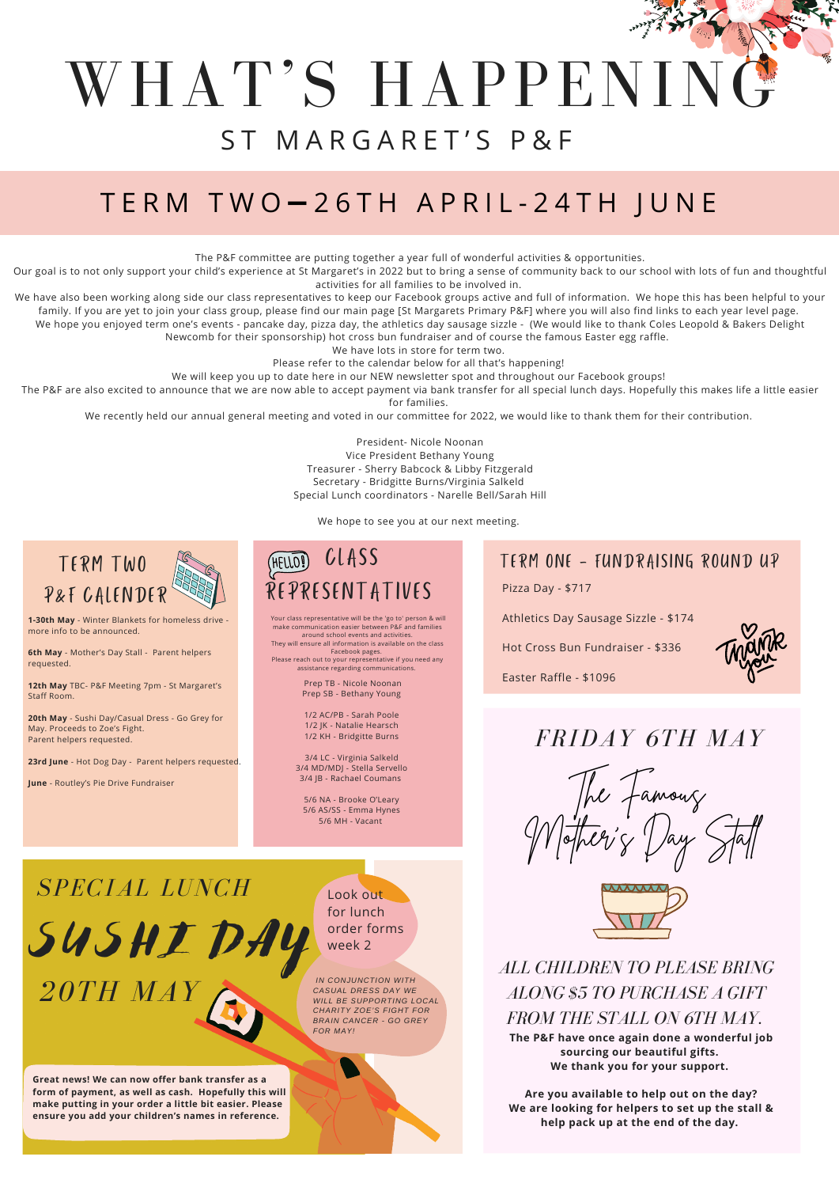# WHAT'S HAPPENING

## ST MARGARET'S P&F

## TERM TWO—26TH APRIL-24TH JUNE

The P&F committee are putting together a year full of wonderful activities & opportunities.
Our goal is to not only support your child's experience at St Margaret's in 2022 but to bring a sense of community back to our school with lots of fun and thoughtful activities for all families to be involved in.
We have also been working along side our class representatives to keep our Facebook groups active and full of information. We hope this has been helpful to your family. If you are yet to join your class group, please find our main page [St Margarets Primary P&F] where you will also find links to each year level page.
We hope you enjoyed term one's events - pancake day, pizza day, the athletics day sausage sizzle - (We would like to thank Coles Leopold & Bakers Delight Newcomb for their sponsorship) hot cross bun fundraiser and of course the famous Easter egg raffle.
We have lots in store for term two.
Please refer to the calendar below for all that's happening!
We will keep you up to date here in our NEW newsletter spot and throughout our Facebook groups!
The P&F are also excited to announce that we are now able to accept payment via bank transfer for all special lunch days. Hopefully this makes life a little easier for families.
We recently held our annual general meeting and voted in our committee for 2022, we would like to thank them for their contribution.

President- Nicole Noonan
Vice President Bethany Young
Treasurer - Sherry Babcock & Libby Fitzgerald
Secretary - Bridgitte Burns/Virginia Salkeld
Special Lunch coordinators - Narelle Bell/Sarah Hill

We hope to see you at our next meeting.

### TERM TWO P&F CALENDER

**1-30th May** - Winter Blankets for homeless drive - more info to be announced.

**6th May** - Mother's Day Stall - Parent helpers requested.

**12th May** TBC- P&F Meeting 7pm - St Margaret's Staff Room.

**20th May** - Sushi Day/Casual Dress - Go Grey for May. Proceeds to Zoe's Fight. Parent helpers requested.

**23rd June** - Hot Dog Day - Parent helpers requested.

**June** - Routley's Pie Drive Fundraiser

### CLASS REPRESENTATIVES

Your class representative will be the 'go to' person & will make communication easier between P&F and families around school events and activities.
They will ensure all information is available on the class Facebook pages.
Please reach out to your representative if you need any assistance regarding communications.

Prep TB - Nicole Noonan
Prep SB - Bethany Young

1/2 AC/PB - Sarah Poole
1/2 JK - Natalie Hearsch
1/2 KH - Bridgitte Burns

3/4 LC - Virginia Salkeld
3/4 MD/MDJ - Stella Servello
3/4 JB - Rachael Coumans

5/6 NA - Brooke O'Leary
5/6 AS/SS - Emma Hynes
5/6 MH - Vacant

### TERM ONE - FUNDRAISING ROUND UP

Pizza Day - $717

Athletics Day Sausage Sizzle - $174

Hot Cross Bun Fundraiser - $336

Easter Raffle - $1096

Thank you

### SPECIAL LUNCH SUSHI DAY 20TH MAY

Look out for lunch order forms week 2

*IN CONJUNCTION WITH CASUAL DRESS DAY WE WILL BE SUPPORTING LOCAL CHARITY ZOE'S FIGHT FOR BRAIN CANCER - GO GREY FOR MAY!*

**Great news! We can now offer bank transfer as a form of payment, as well as cash. Hopefully this will make putting in your order a little bit easier. Please ensure you add your children's names in reference.**

### FRIDAY 6TH MAY

### The Famous Mother's Day Stall

*ALL CHILDREN TO PLEASE BRING ALONG $5 TO PURCHASE A GIFT FROM THE STALL ON 6TH MAY.*

**The P&F have once again done a wonderful job sourcing our beautiful gifts. We thank you for your support.**

**Are you available to help out on the day? We are looking for helpers to set up the stall & help pack up at the end of the day.**